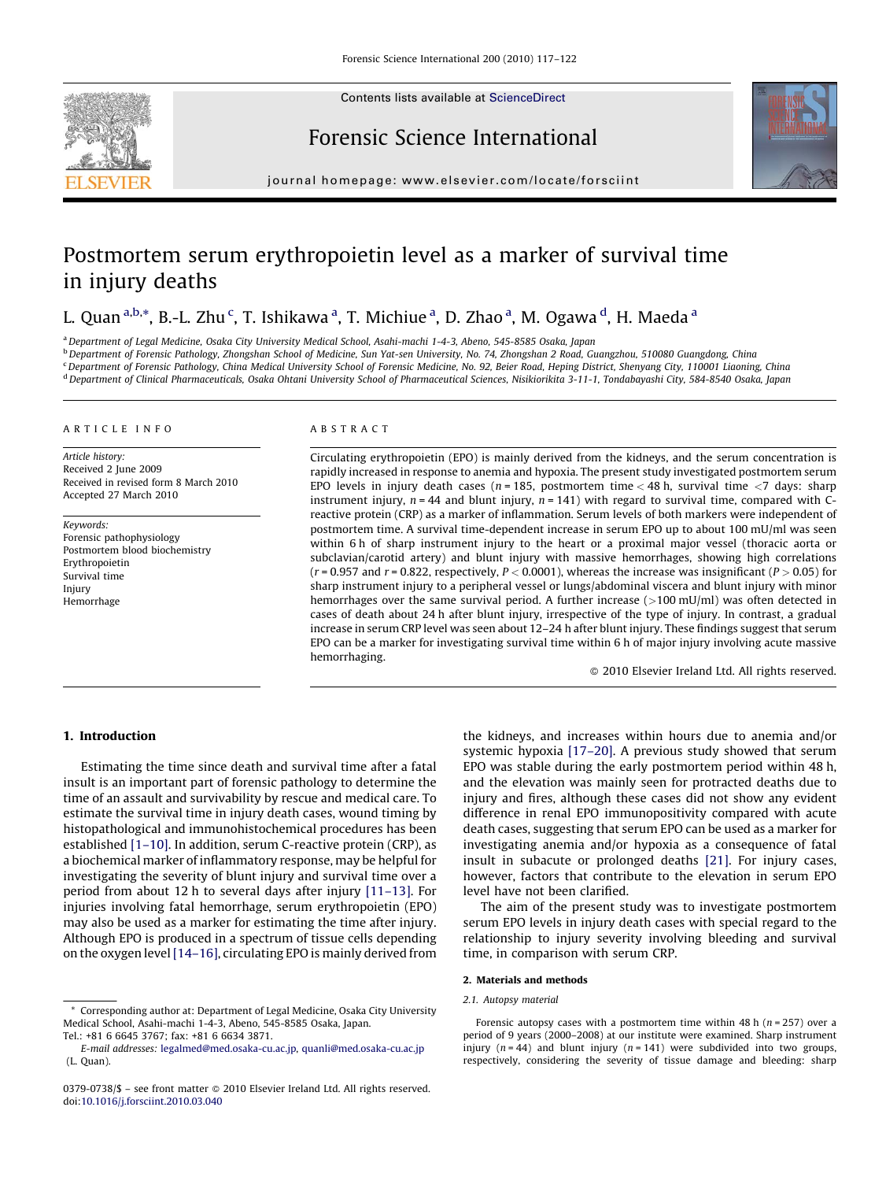Contents lists available at ScienceDirect

# Forensic Science International

journal homepage: www.elsevier.com/locate/forsciint

# Postmortem serum erythropoietin level as a marker of survival time in injury deaths

L. Quan [a,b,*], B.-L. Zhu [c], T. Ishikawa [a], T. Michiue [a], D. Zhao [a], M. Ogawa [d], H. Maeda [a]

[a] Department of Legal Medicine, Osaka City University Medical School, Asahi-machi 1-4-3, Abeno, 545-8585 Osaka, Japan
[b] Department of Forensic Pathology, Zhongshan School of Medicine, Sun Yat-sen University, No. 74, Zhongshan 2 Road, Guangzhou, 510080 Guangdong, China
[c] Department of Forensic Pathology, China Medical University School of Forensic Medicine, No. 92, Beier Road, Heping District, Shenyang City, 110001 Liaoning, China
[d] Department of Clinical Pharmaceuticals, Osaka Ohtani University School of Pharmaceutical Sciences, Nisikiorikita 3-11-1, Tondabayashi City, 584-8540 Osaka, Japan

**ARTICLE INFO**

*Article history:*
Received 2 June 2009
Received in revised form 8 March 2010
Accepted 27 March 2010

*Keywords:*
Forensic pathophysiology
Postmortem blood biochemistry
Erythropoietin
Survival time
Injury
Hemorrhage

**ABSTRACT**

Circulating erythropoietin (EPO) is mainly derived from the kidneys, and the serum concentration is rapidly increased in response to anemia and hypoxia. The present study investigated postmortem serum EPO levels in injury death cases ($n = 185$, postmortem time < 48 h, survival time <7 days: sharp instrument injury, $n = 44$ and blunt injury, $n = 141$) with regard to survival time, compared with C-reactive protein (CRP) as a marker of inflammation. Serum levels of both markers were independent of postmortem time. A survival time-dependent increase in serum EPO up to about 100 mU/ml was seen within 6 h of sharp instrument injury to the heart or a proximal major vessel (thoracic aorta or subclavian/carotid artery) and blunt injury with massive hemorrhages, showing high correlations ($r = 0.957$ and $r = 0.822$, respectively, $P < 0.0001$), whereas the increase was insignificant ($P > 0.05$) for sharp instrument injury to a peripheral vessel or lungs/abdominal viscera and blunt injury with minor hemorrhages over the same survival period. A further increase (>100 mU/ml) was often detected in cases of death about 24 h after blunt injury, irrespective of the type of injury. In contrast, a gradual increase in serum CRP level was seen about 12–24 h after blunt injury. These findings suggest that serum EPO can be a marker for investigating survival time within 6 h of major injury involving acute massive hemorrhaging.

© 2010 Elsevier Ireland Ltd. All rights reserved.

## 1. Introduction

Estimating the time since death and survival time after a fatal insult is an important part of forensic pathology to determine the time of an assault and survivability by rescue and medical care. To estimate the survival time in injury death cases, wound timing by histopathological and immunohistochemical procedures has been established [1–10]. In addition, serum C-reactive protein (CRP), as a biochemical marker of inflammatory response, may be helpful for investigating the severity of blunt injury and survival time over a period from about 12 h to several days after injury [11–13]. For injuries involving fatal hemorrhage, serum erythropoietin (EPO) may also be used as a marker for estimating the time after injury. Although EPO is produced in a spectrum of tissue cells depending on the oxygen level [14–16], circulating EPO is mainly derived from the kidneys, and increases within hours due to anemia and/or systemic hypoxia [17–20]. A previous study showed that serum EPO was stable during the early postmortem period within 48 h, and the elevation was mainly seen for protracted deaths due to injury and fires, although these cases did not show any evident difference in renal EPO immunopositivity compared with acute death cases, suggesting that serum EPO can be used as a marker for investigating anemia and/or hypoxia as a consequence of fatal insult in subacute or prolonged deaths [21]. For injury cases, however, factors that contribute to the elevation in serum EPO level have not been clarified.

The aim of the present study was to investigate postmortem serum EPO levels in injury death cases with special regard to the relationship to injury severity involving bleeding and survival time, in comparison with serum CRP.

## 2. Materials and methods

### 2.1. Autopsy material

Forensic autopsy cases with a postmortem time within 48 h ($n = 257$) over a period of 9 years (2000–2008) at our institute were examined. Sharp instrument injury ($n = 44$) and blunt injury ($n = 141$) were subdivided into two groups, respectively, considering the severity of tissue damage and bleeding: sharp

* Corresponding author at: Department of Legal Medicine, Osaka City University Medical School, Asahi-machi 1-4-3, Abeno, 545-8585 Osaka, Japan. Tel.: +81 6 6645 3767; fax: +81 6 6634 3871.
E-mail addresses: legalmed@med.osaka-cu.ac.jp, quanli@med.osaka-cu.ac.jp (L. Quan).

0379-0738/$ – see front matter © 2010 Elsevier Ireland Ltd. All rights reserved.
doi:10.1016/j.forsciint.2010.03.040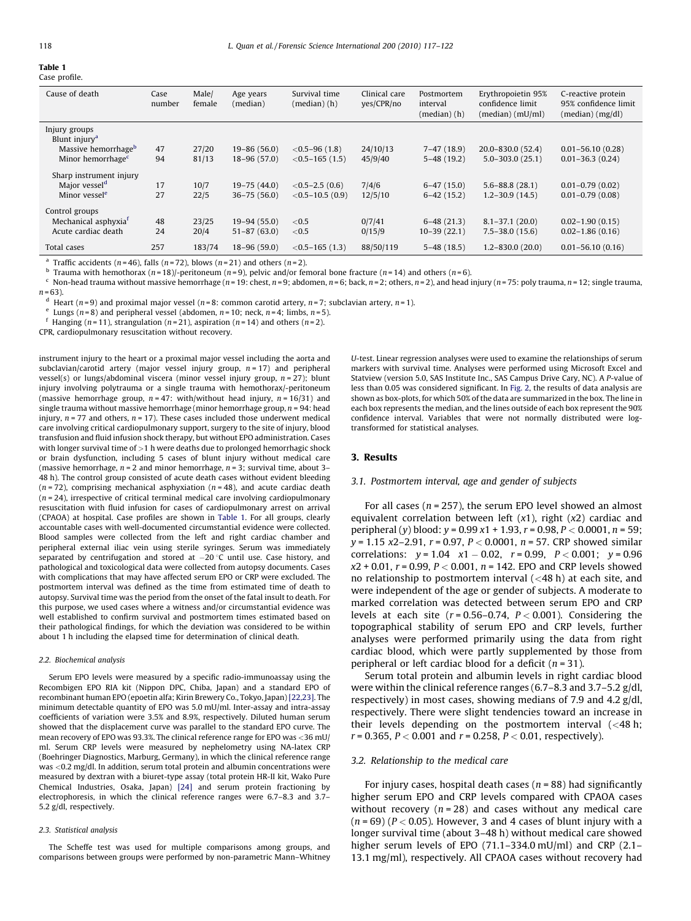**Table 1**
Case profile.

| Cause of death | Case number | Male/ female | Age years (median) | Survival time (median) (h) | Clinical care yes/CPR/no | Postmortem interval (median) (h) | Erythropoietin 95% confidence limit (median) (mU/ml) | C-reactive protein 95% confidence limit (median) (mg/dl) |
|---|---|---|---|---|---|---|---|---|
| Injury groups | | | | | | | | |
| Blunt injury[a] | | | | | | | | |
| Massive hemorrhage[b] | 47 | 27/20 | 19–86 (56.0) | <0.5–96 (1.8) | 24/10/13 | 7–47 (18.9) | 20.0–830.0 (52.4) | 0.01–56.10 (0.28) |
| Minor hemorrhage[c] | 94 | 81/13 | 18–96 (57.0) | <0.5–165 (1.5) | 45/9/40 | 5–48 (19.2) | 5.0–303.0 (25.1) | 0.01–36.3 (0.24) |
| Sharp instrument injury | | | | | | | | |
| Major vessel[d] | 17 | 10/7 | 19–75 (44.0) | <0.5–2.5 (0.6) | 7/4/6 | 6–47 (15.0) | 5.6–88.8 (28.1) | 0.01–0.79 (0.02) |
| Minor vessel[e] | 27 | 22/5 | 36–75 (56.0) | <0.5–10.5 (0.9) | 12/5/10 | 6–42 (15.2) | 1.2–30.9 (14.5) | 0.01–0.79 (0.08) |
| Control groups | | | | | | | | |
| Mechanical asphyxia[f] | 48 | 23/25 | 19–94 (55.0) | <0.5 | 0/7/41 | 6–48 (21.3) | 8.1–37.1 (20.0) | 0.02–1.90 (0.15) |
| Acute cardiac death | 24 | 20/4 | 51–87 (63.0) | <0.5 | 0/15/9 | 10–39 (22.1) | 7.5–38.0 (15.6) | 0.02–1.86 (0.16) |
| Total cases | 257 | 183/74 | 18–96 (59.0) | <0.5–165 (1.3) | 88/50/119 | 5–48 (18.5) | 1.2–830.0 (20.0) | 0.01–56.10 (0.16) |

[a] Traffic accidents ($n = 46$), falls ($n = 72$), blows ($n = 21$) and others ($n = 2$).
[b] Trauma with hemothorax ($n = 18$)/-peritoneum ($n = 9$), pelvic and/or femoral bone fracture ($n = 14$) and others ($n = 6$).
[c] Non-head trauma without massive hemorrhage ($n = 19$: chest, $n = 9$; abdomen, $n = 6$; back, $n = 2$; others, $n = 2$), and head injury ($n = 75$: poly trauma, $n = 12$; single trauma, $n = 63$).
[d] Heart ($n = 9$) and proximal major vessel ($n = 8$: common carotid artery, $n = 7$; subclavian artery, $n = 1$).
[e] Lungs ($n = 8$) and peripheral vessel (abdomen, $n = 10$; neck, $n = 4$; limbs, $n = 5$).
[f] Hanging ($n = 11$), strangulation ($n = 21$), aspiration ($n = 14$) and others ($n = 2$).
CPR, cardiopulmonary resuscitation without recovery.

instrument injury to the heart or a proximal major vessel including the aorta and subclavian/carotid artery (major vessel injury group, $n = 17$) and peripheral vessel(s) or lungs/abdominal viscera (minor vessel injury group, $n = 27$); blunt injury involving polytrauma or a single trauma with hemothorax/-peritoneum (massive hemorrhage group, $n = 47$: with/without head injury, $n = 16/31$) and single trauma without massive hemorrhage (minor hemorrhage group, $n = 94$: head injury, $n = 77$ and others, $n = 17$). These cases included those underwent medical care involving critical cardiopulmonary support, surgery to the site of injury, blood transfusion and fluid infusion shock therapy, but without EPO administration. Cases with longer survival time of >1 h were deaths due to prolonged hemorrhagic shock or brain dysfunction, including 5 cases of blunt injury without medical care (massive hemorrhage, $n = 2$ and minor hemorrhage, $n = 3$; survival time, about 3–48 h). The control group consisted of acute death cases without evident bleeding ($n = 72$), comprising mechanical asphyxiation ($n = 48$), and acute cardiac death ($n = 24$), irrespective of critical terminal medical care involving cardiopulmonary resuscitation with fluid infusion for cases of cardiopulmonary arrest on arrival (CPAOA) at hospital. Case profiles are shown in Table 1. For all groups, clearly accountable cases with well-documented circumstantial evidence were collected. Blood samples were collected from the left and right cardiac chamber and peripheral external iliac vein using sterile syringes. Serum was immediately separated by centrifugation and stored at −20 °C until use. Case history, and pathological and toxicological data were collected from autopsy documents. Cases with complications that may have affected serum EPO or CRP were excluded. The postmortem interval was defined as the time from estimated time of death to autopsy. Survival time was the period from the onset of the fatal insult to death. For this purpose, we used cases where a witness and/or circumstantial evidence was well established to confirm survival and postmortem times estimated based on their pathological findings, for which the deviation was considered to be within about 1 h including the elapsed time for determination of clinical death.

#### 2.2. Biochemical analysis

Serum EPO levels were measured by a specific radio-immunoassay using the Recombigen EPO RIA kit (Nippon DPC, Chiba, Japan) and a standard EPO of recombinant human EPO (epoetin alfa; Kirin Brewery Co., Tokyo, Japan) [22,23]. The minimum detectable quantity of EPO was 5.0 mU/ml. Inter-assay and intra-assay coefficients of variation were 3.5% and 8.9%, respectively. Diluted human serum showed that the displacement curve was parallel to the standard EPO curve. The mean recovery of EPO was 93.3%. The clinical reference range for EPO was <36 mU/ml. Serum CRP levels were measured by nephelometry using NA-latex CRP (Boehringer Diagnostics, Marburg, Germany), in which the clinical reference range was <0.2 mg/dl. In addition, serum total protein and albumin concentrations were measured by dextran with a biuret-type assay (total protein HR-II kit, Wako Pure Chemical Industries, Osaka, Japan) [24] and serum protein fractioning by electrophoresis, in which the clinical reference ranges were 6.7–8.3 and 3.7–5.2 g/dl, respectively.

#### 2.3. Statistical analysis

The Scheffe test was used for multiple comparisons among groups, and comparisons between groups were performed by non-parametric Mann–Whitney *U*-test. Linear regression analyses were used to examine the relationships of serum markers with survival time. Analyses were performed using Microsoft Excel and Statview (version 5.0, SAS Institute Inc., SAS Campus Drive Cary, NC). A *P*-value of less than 0.05 was considered significant. In Fig. 2, the results of data analysis are shown as box-plots, for which 50% of the data are summarized in the box. The line in each box represents the median, and the lines outside of each box represent the 90% confidence interval. Variables that were not normally distributed were log-transformed for statistical analyses.

## 3. Results

### 3.1. Postmortem interval, age and gender of subjects

For all cases ($n = 257$), the serum EPO level showed an almost equivalent correlation between left ($x1$), right ($x2$) cardiac and peripheral ($y$) blood: $y = 0.99\,x1 + 1.93$, $r = 0.98$, $P < 0.0001$, $n = 59$; $y = 1.15\,x2 – 2.91$, $r = 0.97$, $P < 0.0001$, $n = 57$. CRP showed similar correlations: $y = 1.04\ \ x1 - 0.02$, $r = 0.99$, $P < 0.001$; $y = 0.96\,x2 + 0.01$, $r = 0.99$, $P < 0.001$, $n = 142$. EPO and CRP levels showed no relationship to postmortem interval (<48 h) at each site, and were independent of the age or gender of subjects. A moderate to marked correlation was detected between serum EPO and CRP levels at each site ($r = 0.56–0.74$, $P < 0.001$). Considering the topographical stability of serum EPO and CRP levels, further analyses were performed primarily using the data from right cardiac blood, which were partly supplemented by those from peripheral or left cardiac blood for a deficit ($n = 31$).

Serum total protein and albumin levels in right cardiac blood were within the clinical reference ranges (6.7–8.3 and 3.7–5.2 g/dl, respectively) in most cases, showing medians of 7.9 and 4.2 g/dl, respectively. There were slight tendencies toward an increase in their levels depending on the postmortem interval (<48 h; $r = 0.365$, $P < 0.001$ and $r = 0.258$, $P < 0.01$, respectively).

### 3.2. Relationship to the medical care

For injury cases, hospital death cases ($n = 88$) had significantly higher serum EPO and CRP levels compared with CPAOA cases without recovery ($n = 28$) and cases without any medical care ($n = 69$) ($P < 0.05$). However, 3 and 4 cases of blunt injury with a longer survival time (about 3–48 h) without medical care showed higher serum levels of EPO (71.1–334.0 mU/ml) and CRP (2.1–13.1 mg/ml), respectively. All CPAOA cases without recovery had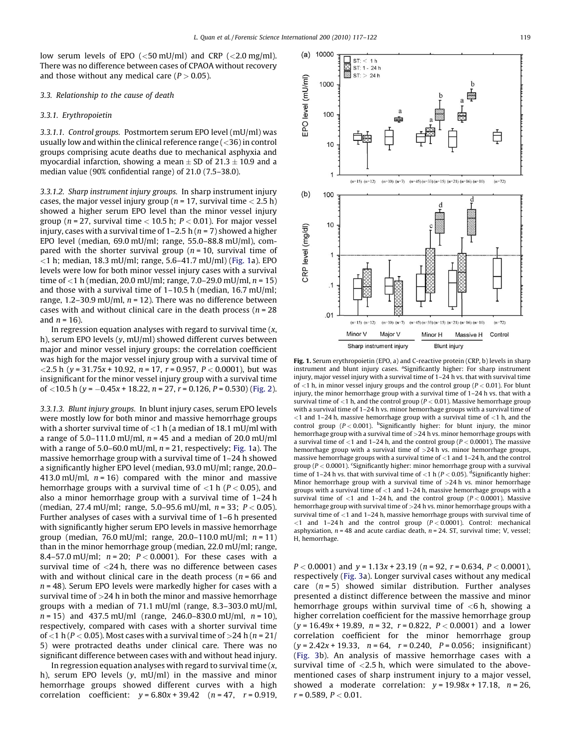low serum levels of EPO (<50 mU/ml) and CRP (<2.0 mg/ml). There was no difference between cases of CPAOA without recovery and those without any medical care ($P > 0.05$).

### 3.3. Relationship to the cause of death

#### 3.3.1. Erythropoietin

*3.3.1.1. Control groups.* Postmortem serum EPO level (mU/ml) was usually low and within the clinical reference range (<36) in control groups comprising acute deaths due to mechanical asphyxia and myocardial infarction, showing a mean ± SD of 21.3 ± 10.9 and a median value (90% confidential range) of 21.0 (7.5–38.0).

*3.3.1.2. Sharp instrument injury groups.* In sharp instrument injury cases, the major vessel injury group ($n = 17$, survival time < 2.5 h) showed a higher serum EPO level than the minor vessel injury group ($n = 27$, survival time < 10.5 h; $P < 0.01$). For major vessel injury, cases with a survival time of 1–2.5 h ($n = 7$) showed a higher EPO level (median, 69.0 mU/ml; range, 55.0–88.8 mU/ml), compared with the shorter survival group ($n = 10$, survival time of <1 h; median, 18.3 mU/ml; range, 5.6–41.7 mU/ml) (Fig. 1a). EPO levels were low for both minor vessel injury cases with a survival time of <1 h (median, 20.0 mU/ml; range, 7.0–29.0 mU/ml, $n = 15$) and those with a survival time of 1–10.5 h (median, 16.7 mU/ml; range, 1.2–30.9 mU/ml, $n = 12$). There was no difference between cases with and without clinical care in the death process ($n = 28$ and $n = 16$).

In regression equation analyses with regard to survival time ($x$, h), serum EPO levels ($y$, mU/ml) showed different curves between major and minor vessel injury groups: the correlation coefficient was high for the major vessel injury group with a survival time of <2.5 h ($y = 31.75x + 10.92$, $n = 17$, $r = 0.957$, $P < 0.0001$), but was insignificant for the minor vessel injury group with a survival time of <10.5 h ($y = -0.45x + 18.22$, $n = 27$, $r = 0.126$, $P = 0.530$) (Fig. 2).

*3.3.1.3. Blunt injury groups.* In blunt injury cases, serum EPO levels were mostly low for both minor and massive hemorrhage groups with a shorter survival time of <1 h (a median of 18.1 mU/ml with a range of 5.0–111.0 mU/ml, $n = 45$ and a median of 20.0 mU/ml with a range of 5.0–60.0 mU/ml, $n = 21$, respectively; Fig. 1a). The massive hemorrhage group with a survival time of 1–24 h showed a significantly higher EPO level (median, 93.0 mU/ml; range, 20.0–413.0 mU/ml, $n = 16$) compared with the minor and massive hemorrhage groups with a survival time of <1 h ($P < 0.05$), and also a minor hemorrhage group with a survival time of 1–24 h (median, 27.4 mU/ml; range, 5.0–95.6 mU/ml, $n = 33$; $P < 0.05$). Further analyses of cases with a survival time of 1–6 h presented with significantly higher serum EPO levels in massive hemorrhage group (median, 76.0 mU/ml; range, 20.0–110.0 mU/ml; $n = 11$) than in the minor hemorrhage group (median, 22.0 mU/ml; range, 8.4–57.0 mU/ml; $n = 20$; $P < 0.0001$). For these cases with a survival time of <24 h, there was no difference between cases with and without clinical care in the death process ($n = 66$ and $n = 48$). Serum EPO levels were markedly higher for cases with a survival time of >24 h in both the minor and massive hemorrhage groups with a median of 71.1 mU/ml (range, 8.3–303.0 mU/ml, $n = 15$) and 437.5 mU/ml (range, 246.0–830.0 mU/ml, $n = 10$), respectively, compared with cases with a shorter survival time of <1 h ($P < 0.05$). Most cases with a survival time of >24 h ($n = 21/5$) were protracted deaths under clinical care. There was no significant difference between cases with and without head injury.

In regression equation analyses with regard to survival time ($x$, h), serum EPO levels ($y$, mU/ml) in the massive and minor hemorrhage groups showed different curves with a high correlation coefficient: $y = 6.80x + 39.42$ ($n = 47$, $r = 0.919$, $P < 0.0001$) and $y = 1.13x + 23.19$ ($n = 92$, $r = 0.634$, $P < 0.0001$), respectively (Fig. 3a). Longer survival cases without any medical care ($n = 5$) showed similar distribution. Further analyses presented a distinct difference between the massive and minor hemorrhage groups within survival time of <6 h, showing a higher correlation coefficient for the massive hemorrhage group ($y = 16.49x + 19.89$, $n = 32$, $r = 0.822$, $P < 0.0001$) and a lower correlation coefficient for the minor hemorrhage group ($y = 2.42x + 19.33$, $n = 64$, $r = 0.240$, $P = 0.056$; insignificant) (Fig. 3b). An analysis of massive hemorrhage cases with a survival time of <2.5 h, which were simulated to the above-mentioned cases of sharp instrument injury to a major vessel, showed a moderate correlation: $y = 19.98x + 17.18$, $n = 26$, $r = 0.589$, $P < 0.01$.

**Fig. 1.** Serum erythropoietin (EPO, a) and C-reactive protein (CRP, b) levels in sharp instrument and blunt injury cases. [a]Significantly higher: For sharp instrument injury, major vessel injury with a survival time of 1–24 h vs. that with survival time of <1 h, in minor vessel injury groups and the control group ($P < 0.01$). For blunt injury, the minor hemorrhage group with a survival time of 1–24 h vs. that with a survival time of <1 h, and the control group ($P < 0.01$). Massive hemorrhage group with a survival time of 1–24 h vs. minor hemorrhage groups with a survival time of <1 and 1–24 h, massive hemorrhage group with a survival time of <1 h, and the control group ($P < 0.001$). [b]Significantly higher: for blunt injury, the minor hemorrhage group with a survival time of >24 h vs. minor hemorrhage groups with a survival time of <1 and 1–24 h, and the control group ($P < 0.0001$). The massive hemorrhage group with a survival time of >24 h vs. minor hemorrhage groups, massive hemorrhage groups with a survival time of <1 and 1–24 h, and the control group ($P < 0.0001$). [c]Significantly higher: minor hemorrhage group with a survival time of 1–24 h vs. that with survival time of <1 h ($P < 0.05$). [d]Significantly higher: Minor hemorrhage group with a survival time of >24 h vs. minor hemorrhage groups with a survival time of <1 and 1–24 h, massive hemorrhage groups with a survival time of <1 and 1–24 h, and the control group ($P < 0.0001$). Massive hemorrhage group with survival time of >24 h vs. minor hemorrhage groups with a survival time of <1 and 1–24 h, massive hemorrhage groups with survival time of <1 and 1–24 h and the control group ($P < 0.0001$). Control: mechanical asphyxiation, $n = 48$ and acute cardiac death, $n = 24$. ST, survival time; V, vessel; H, hemorrhage.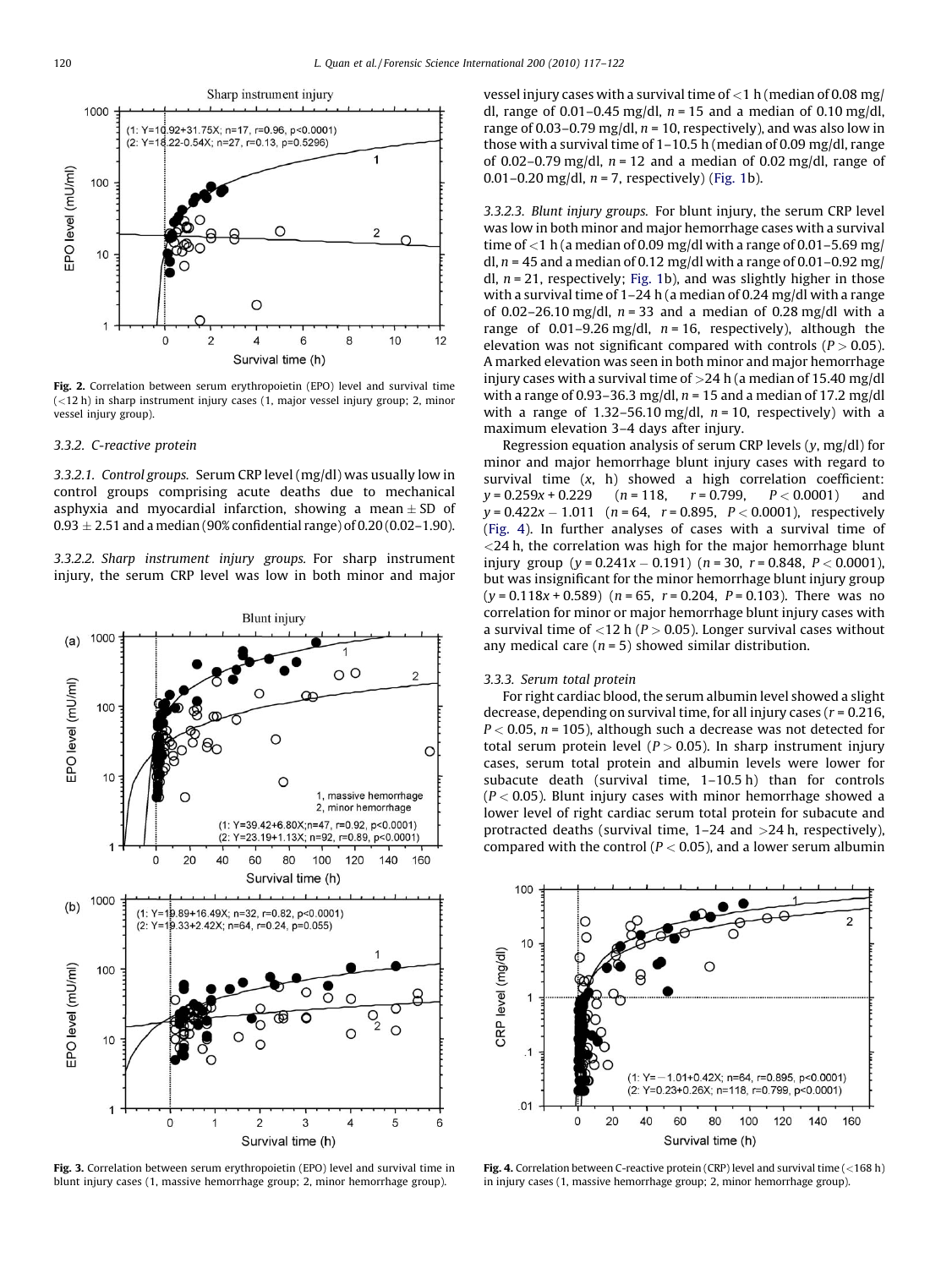Fig. 2. Correlation between serum erythropoietin (EPO) level and survival time (<12 h) in sharp instrument injury cases (1, major vessel injury group; 2, minor vessel injury group).

### 3.3.2. C-reactive protein

*3.3.2.1. Control groups.* Serum CRP level (mg/dl) was usually low in control groups comprising acute deaths due to mechanical asphyxia and myocardial infarction, showing a mean $\pm$ SD of $0.93 \pm 2.51$ and a median (90% confidential range) of 0.20 (0.02–1.90).

*3.3.2.2. Sharp instrument injury groups.* For sharp instrument injury, the serum CRP level was low in both minor and major vessel injury cases with a survival time of <1 h (median of 0.08 mg/dl, range of 0.01–0.45 mg/dl, $n = 15$ and a median of 0.10 mg/dl, range of 0.03–0.79 mg/dl, $n = 10$, respectively), and was also low in those with a survival time of 1–10.5 h (median of 0.09 mg/dl, range of 0.02–0.79 mg/dl, $n = 12$ and a median of 0.02 mg/dl, range of 0.01–0.20 mg/dl, $n = 7$, respectively) (Fig. 1b).

*3.3.2.3. Blunt injury groups.* For blunt injury, the serum CRP level was low in both minor and major hemorrhage cases with a survival time of <1 h (a median of 0.09 mg/dl with a range of 0.01–5.69 mg/dl, $n = 45$ and a median of 0.12 mg/dl with a range of 0.01–0.92 mg/dl, $n = 21$, respectively; Fig. 1b), and was slightly higher in those with a survival time of 1–24 h (a median of 0.24 mg/dl with a range of 0.02–26.10 mg/dl, $n = 33$ and a median of 0.28 mg/dl with a range of 0.01–9.26 mg/dl, $n = 16$, respectively), although the elevation was not significant compared with controls ($P > 0.05$). A marked elevation was seen in both minor and major hemorrhage injury cases with a survival time of >24 h (a median of 15.40 mg/dl with a range of 0.93–36.3 mg/dl, $n = 15$ and a median of 17.2 mg/dl with a range of 1.32–56.10 mg/dl, $n = 10$, respectively) with a maximum elevation 3–4 days after injury.

Regression equation analysis of serum CRP levels ($y$, mg/dl) for minor and major hemorrhage blunt injury cases with regard to survival time ($x$, h) showed a high correlation coefficient: $y = 0.259x + 0.229$ ($n = 118$, $r = 0.799$, $P < 0.0001$) and $y = 0.422x - 1.011$ ($n = 64$, $r = 0.895$, $P < 0.0001$), respectively (Fig. 4). In further analyses of cases with a survival time of <24 h, the correlation was high for the major hemorrhage blunt injury group ($y = 0.241x - 0.191$) ($n = 30$, $r = 0.848$, $P < 0.0001$), but was insignificant for the minor hemorrhage blunt injury group ($y = 0.118x + 0.589$) ($n = 65$, $r = 0.204$, $P = 0.103$). There was no correlation for minor or major hemorrhage blunt injury cases with a survival time of <12 h ($P > 0.05$). Longer survival cases without any medical care ($n = 5$) showed similar distribution.

### 3.3.3. Serum total protein

For right cardiac blood, the serum albumin level showed a slight decrease, depending on survival time, for all injury cases ($r = 0.216$, $P < 0.05$, $n = 105$), although such a decrease was not detected for total serum protein level ($P > 0.05$). In sharp instrument injury cases, serum total protein and albumin levels were lower for subacute death (survival time, 1–10.5 h) than for controls ($P < 0.05$). Blunt injury cases with minor hemorrhage showed a lower level of right cardiac serum total protein for subacute and protracted deaths (survival time, 1–24 and >24 h, respectively), compared with the control ($P < 0.05$), and a lower serum albumin

Fig. 3. Correlation between serum erythropoietin (EPO) level and survival time in blunt injury cases (1, massive hemorrhage group; 2, minor hemorrhage group).

Fig. 4. Correlation between C-reactive protein (CRP) level and survival time (<168 h) in injury cases (1, massive hemorrhage group; 2, minor hemorrhage group).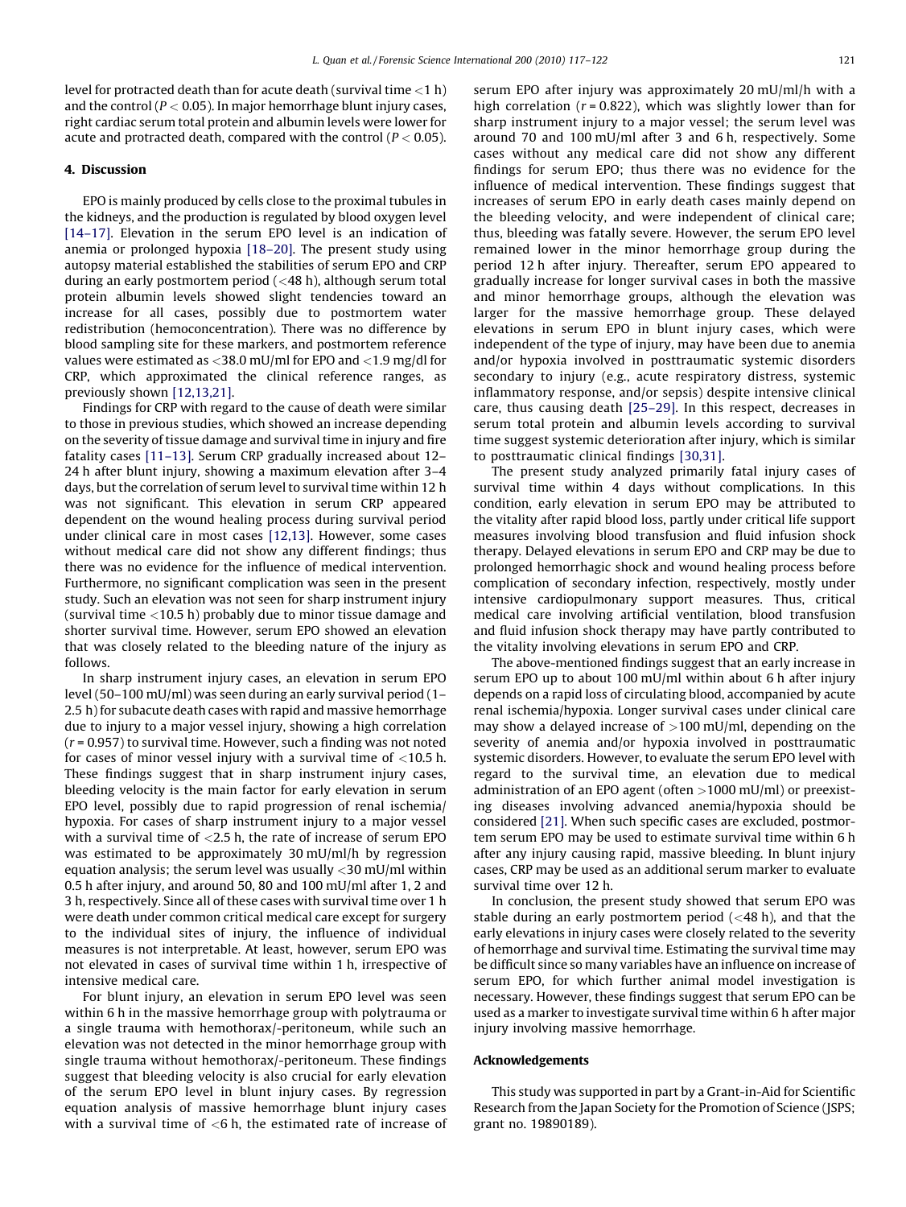level for protracted death than for acute death (survival time <1 h) and the control ($P < 0.05$). In major hemorrhage blunt injury cases, right cardiac serum total protein and albumin levels were lower for acute and protracted death, compared with the control ($P < 0.05$).

## 4. Discussion

EPO is mainly produced by cells close to the proximal tubules in the kidneys, and the production is regulated by blood oxygen level [14–17]. Elevation in the serum EPO level is an indication of anemia or prolonged hypoxia [18–20]. The present study using autopsy material established the stabilities of serum EPO and CRP during an early postmortem period (<48 h), although serum total protein albumin levels showed slight tendencies toward an increase for all cases, possibly due to postmortem water redistribution (hemoconcentration). There was no difference by blood sampling site for these markers, and postmortem reference values were estimated as <38.0 mU/ml for EPO and <1.9 mg/dl for CRP, which approximated the clinical reference ranges, as previously shown [12,13,21].

Findings for CRP with regard to the cause of death were similar to those in previous studies, which showed an increase depending on the severity of tissue damage and survival time in injury and fire fatality cases [11–13]. Serum CRP gradually increased about 12–24 h after blunt injury, showing a maximum elevation after 3–4 days, but the correlation of serum level to survival time within 12 h was not significant. This elevation in serum CRP appeared dependent on the wound healing process during survival period under clinical care in most cases [12,13]. However, some cases without medical care did not show any different findings; thus there was no evidence for the influence of medical intervention. Furthermore, no significant complication was seen in the present study. Such an elevation was not seen for sharp instrument injury (survival time <10.5 h) probably due to minor tissue damage and shorter survival time. However, serum EPO showed an elevation that was closely related to the bleeding nature of the injury as follows.

In sharp instrument injury cases, an elevation in serum EPO level (50–100 mU/ml) was seen during an early survival period (1–2.5 h) for subacute death cases with rapid and massive hemorrhage due to injury to a major vessel injury, showing a high correlation ($r = 0.957$) to survival time. However, such a finding was not noted for cases of minor vessel injury with a survival time of <10.5 h. These findings suggest that in sharp instrument injury cases, bleeding velocity is the main factor for early elevation in serum EPO level, possibly due to rapid progression of renal ischemia/hypoxia. For cases of sharp instrument injury to a major vessel with a survival time of <2.5 h, the rate of increase of serum EPO was estimated to be approximately 30 mU/ml/h by regression equation analysis; the serum level was usually <30 mU/ml within 0.5 h after injury, and around 50, 80 and 100 mU/ml after 1, 2 and 3 h, respectively. Since all of these cases with survival time over 1 h were death under common critical medical care except for surgery to the individual sites of injury, the influence of individual measures is not interpretable. At least, however, serum EPO was not elevated in cases of survival time within 1 h, irrespective of intensive medical care.

For blunt injury, an elevation in serum EPO level was seen within 6 h in the massive hemorrhage group with polytrauma or a single trauma with hemothorax/-peritoneum, while such an elevation was not detected in the minor hemorrhage group with single trauma without hemothorax/-peritoneum. These findings suggest that bleeding velocity is also crucial for early elevation of the serum EPO level in blunt injury cases. By regression equation analysis of massive hemorrhage blunt injury cases with a survival time of <6 h, the estimated rate of increase of serum EPO after injury was approximately 20 mU/ml/h with a high correlation ($r = 0.822$), which was slightly lower than for sharp instrument injury to a major vessel; the serum level was around 70 and 100 mU/ml after 3 and 6 h, respectively. Some cases without any medical care did not show any different findings for serum EPO; thus there was no evidence for the influence of medical intervention. These findings suggest that increases of serum EPO in early death cases mainly depend on the bleeding velocity, and were independent of clinical care; thus, bleeding was fatally severe. However, the serum EPO level remained lower in the minor hemorrhage group during the period 12 h after injury. Thereafter, serum EPO appeared to gradually increase for longer survival cases in both the massive and minor hemorrhage groups, although the elevation was larger for the massive hemorrhage group. These delayed elevations in serum EPO in blunt injury cases, which were independent of the type of injury, may have been due to anemia and/or hypoxia involved in posttraumatic systemic disorders secondary to injury (e.g., acute respiratory distress, systemic inflammatory response, and/or sepsis) despite intensive clinical care, thus causing death [25–29]. In this respect, decreases in serum total protein and albumin levels according to survival time suggest systemic deterioration after injury, which is similar to posttraumatic clinical findings [30,31].

The present study analyzed primarily fatal injury cases of survival time within 4 days without complications. In this condition, early elevation in serum EPO may be attributed to the vitality after rapid blood loss, partly under critical life support measures involving blood transfusion and fluid infusion shock therapy. Delayed elevations in serum EPO and CRP may be due to prolonged hemorrhagic shock and wound healing process before complication of secondary infection, respectively, mostly under intensive cardiopulmonary support measures. Thus, critical medical care involving artificial ventilation, blood transfusion and fluid infusion shock therapy may have partly contributed to the vitality involving elevations in serum EPO and CRP.

The above-mentioned findings suggest that an early increase in serum EPO up to about 100 mU/ml within about 6 h after injury depends on a rapid loss of circulating blood, accompanied by acute renal ischemia/hypoxia. Longer survival cases under clinical care may show a delayed increase of >100 mU/ml, depending on the severity of anemia and/or hypoxia involved in posttraumatic systemic disorders. However, to evaluate the serum EPO level with regard to the survival time, an elevation due to medical administration of an EPO agent (often >1000 mU/ml) or preexisting diseases involving advanced anemia/hypoxia should be considered [21]. When such specific cases are excluded, postmortem serum EPO may be used to estimate survival time within 6 h after any injury causing rapid, massive bleeding. In blunt injury cases, CRP may be used as an additional serum marker to evaluate survival time over 12 h.

In conclusion, the present study showed that serum EPO was stable during an early postmortem period (<48 h), and that the early elevations in injury cases were closely related to the severity of hemorrhage and survival time. Estimating the survival time may be difficult since so many variables have an influence on increase of serum EPO, for which further animal model investigation is necessary. However, these findings suggest that serum EPO can be used as a marker to investigate survival time within 6 h after major injury involving massive hemorrhage.

## Acknowledgements

This study was supported in part by a Grant-in-Aid for Scientific Research from the Japan Society for the Promotion of Science (JSPS; grant no. 19890189).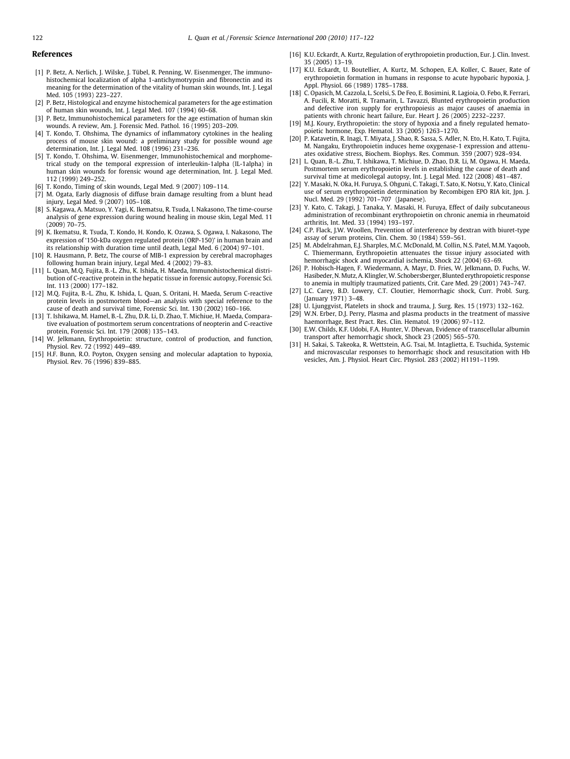## References

[1] P. Betz, A. Nerlich, J. Wilske, J. Tübel, R. Penning, W. Eisenmenger, The immunohistochemical localization of alpha 1-antichymotrypsin and fibronectin and its meaning for the determination of the vitality of human skin wounds, Int. J. Legal Med. 105 (1993) 223–227.

[2] P. Betz, Histological and enzyme histochemical parameters for the age estimation of human skin wounds, Int. J. Legal Med. 107 (1994) 60–68.

[3] P. Betz, Immunohistochemical parameters for the age estimation of human skin wounds. A review, Am. J. Forensic Med. Pathol. 16 (1995) 203–209.

[4] T. Kondo, T. Ohshima, The dynamics of inflammatory cytokines in the healing process of mouse skin wound: a preliminary study for possible wound age determination, Int. J. Legal Med. 108 (1996) 231–236.

[5] T. Kondo, T. Ohshima, W. Eisenmenger, Immunohistochemical and morphometrical study on the temporal expression of interleukin-1alpha (IL-1alpha) in human skin wounds for forensic wound age determination, Int. J. Legal Med. 112 (1999) 249–252.

[6] T. Kondo, Timing of skin wounds, Legal Med. 9 (2007) 109–114.

[7] M. Ogata, Early diagnosis of diffuse brain damage resulting from a blunt head injury, Legal Med. 9 (2007) 105–108.

[8] S. Kagawa, A. Matsuo, Y. Yagi, K. Ikematsu, R. Tsuda, I. Nakasono, The time-course analysis of gene expression during wound healing in mouse skin, Legal Med. 11 (2009) 70–75.

[9] K. Ikematsu, R. Tsuda, T. Kondo, H. Kondo, K. Ozawa, S. Ogawa, I. Nakasono, The expression of '150-kDa oxygen regulated protein (ORP-150)' in human brain and its relationship with duration time until death, Legal Med. 6 (2004) 97–101.

[10] R. Hausmann, P. Betz, The course of MIB-1 expression by cerebral macrophages following human brain injury, Legal Med. 4 (2002) 79–83.

[11] L. Quan, M.Q. Fujita, B.-L. Zhu, K. Ishida, H. Maeda, Immunohistochemical distribution of C-reactive protein in the hepatic tissue in forensic autopsy, Forensic Sci. Int. 113 (2000) 177–182.

[12] M.Q. Fujita, B.-L. Zhu, K. Ishida, L. Quan, S. Oritani, H. Maeda, Serum C-reactive protein levels in postmortem blood—an analysis with special reference to the cause of death and survival time, Forensic Sci. Int. 130 (2002) 160–166.

[13] T. Ishikawa, M. Hamel, B.-L. Zhu, D.R. Li, D. Zhao, T. Michiue, H. Maeda, Comparative evaluation of postmortem serum concentrations of neopterin and C-reactive protein, Forensic Sci. Int. 179 (2008) 135–143.

[14] W. Jelkmann, Erythropoietin: structure, control of production, and function, Physiol. Rev. 72 (1992) 449–489.

[15] H.F. Bunn, R.O. Poyton, Oxygen sensing and molecular adaptation to hypoxia, Physiol. Rev. 76 (1996) 839–885.

[16] K.U. Eckardt, A. Kurtz, Regulation of erythropoietin production, Eur. J. Clin. Invest. 35 (2005) 13–19.

[17] K.U. Eckardt, U. Boutellier, A. Kurtz, M. Schopen, E.A. Koller, C. Bauer, Rate of erythropoietin formation in humans in response to acute hypobaric hypoxia, J. Appl. Physiol. 66 (1989) 1785–1788.

[18] C. Opasich, M. Cazzola, L. Scelsi, S. De Feo, E. Bosimini, R. Lagioia, O. Febo, R. Ferrari, A. Fucili, R. Moratti, R. Tramarin, L. Tavazzi, Blunted erythropoietin production and defective iron supply for erythropoiesis as major causes of anaemia in patients with chronic heart failure, Eur. Heart J. 26 (2005) 2232–2237.

[19] M.J. Koury, Erythropoietin: the story of hypoxia and a finely regulated hematopoietic hormone, Exp. Hematol. 33 (2005) 1263–1270.

[20] P. Katavetin, R. Inagi, T. Miyata, J. Shao, R. Sassa, S. Adler, N. Eto, H. Kato, T. Fujita, M. Nangaku, Erythropoietin induces heme oxygenase-1 expression and attenuates oxidative stress, Biochem. Biophys. Res. Commun. 359 (2007) 928–934.

[21] L. Quan, B.-L. Zhu, T. Ishikawa, T. Michiue, D. Zhao, D.R. Li, M. Ogawa, H. Maeda, Postmortem serum erythropoietin levels in establishing the cause of death and survival time at medicolegal autopsy, Int. J. Legal Med. 122 (2008) 481–487.

[22] Y. Masaki, N. Oka, H. Furuya, S. Ohguni, C. Takagi, T. Sato, K. Notsu, Y. Kato, Clinical use of serum erythropoietin determination by Recombigen EPO RIA kit, Jpn. J. Nucl. Med. 29 (1992) 701–707 (Japanese).

[23] Y. Kato, C. Takagi, J. Tanaka, Y. Masaki, H. Furuya, Effect of daily subcutaneous administration of recombinant erythropoietin on chronic anemia in rheumatoid arthritis, Int. Med. 33 (1994) 193–197.

[24] C.P. Flack, J.W. Woollen, Prevention of interference by dextran with biuret-type assay of serum proteins, Clin. Chem. 30 (1984) 559–561.

[25] M. Abdelrahman, E.J. Sharples, M.C. McDonald, M. Collin, N.S. Patel, M.M. Yaqoob, C. Thiemermann, Erythropoietin attenuates the tissue injury associated with hemorrhagic shock and myocardial ischemia, Shock 22 (2004) 63–69.

[26] P. Hobisch-Hagen, F. Wiedermann, A. Mayr, D. Fries, W. Jelkmann, D. Fuchs, W. Hasibeder, N. Mutz, A. Klingler, W. Schobersberger, Blunted erythropoietic response to anemia in multiply traumatized patients, Crit. Care Med. 29 (2001) 743–747.

[27] L.C. Carey, B.D. Lowery, C.T. Cloutier, Hemorrhagic shock, Curr. Probl. Surg. (January 1971) 3–48.

[28] U. Ljunggvist, Platelets in shock and trauma, J. Surg. Res. 15 (1973) 132–162.

[29] W.N. Erber, D.J. Perry, Plasma and plasma products in the treatment of massive haemorrhage, Best Pract. Res. Clin. Hematol. 19 (2006) 97–112.

[30] E.W. Childs, K.F. Udobi, F.A. Hunter, V. Dhevan, Evidence of transcellular albumin transport after hemorrhagic shock, Shock 23 (2005) 565–570.

[31] H. Sakai, S. Takeoka, R. Wettstein, A.G. Tsai, M. Intaglietta, E. Tsuchida, Systemic and microvascular responses to hemorrhagic shock and resuscitation with Hb vesicles, Am. J. Physiol. Heart Circ. Physiol. 283 (2002) H1191–1199.